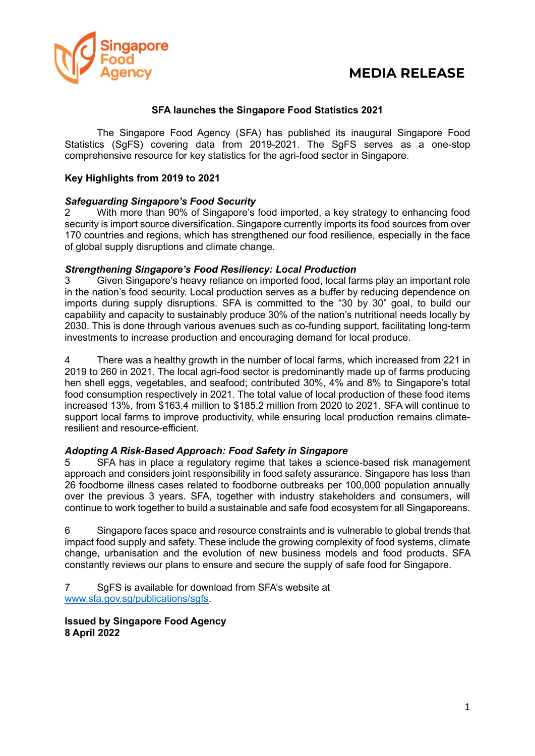Singapore Food Agency

# MEDIA RELEASE

## SFA launches the Singapore Food Statistics 2021

The Singapore Food Agency (SFA) has published its inaugural Singapore Food Statistics (SgFS) covering data from 2019-2021. The SgFS serves as a one-stop comprehensive resource for key statistics for the agri-food sector in Singapore.

### Key Highlights from 2019 to 2021

***Safeguarding Singapore's Food Security***

2 With more than 90% of Singapore's food imported, a key strategy to enhancing food security is import source diversification. Singapore currently imports its food sources from over 170 countries and regions, which has strengthened our food resilience, especially in the face of global supply disruptions and climate change.

***Strengthening Singapore's Food Resiliency: Local Production***

3 Given Singapore's heavy reliance on imported food, local farms play an important role in the nation's food security. Local production serves as a buffer by reducing dependence on imports during supply disruptions. SFA is committed to the "30 by 30" goal, to build our capability and capacity to sustainably produce 30% of the nation's nutritional needs locally by 2030. This is done through various avenues such as co-funding support, facilitating long-term investments to increase production and encouraging demand for local produce.

4 There was a healthy growth in the number of local farms, which increased from 221 in 2019 to 260 in 2021. The local agri-food sector is predominantly made up of farms producing hen shell eggs, vegetables, and seafood; contributed 30%, 4% and 8% to Singapore's total food consumption respectively in 2021. The total value of local production of these food items increased 13%, from $163.4 million to $185.2 million from 2020 to 2021. SFA will continue to support local farms to improve productivity, while ensuring local production remains climate-resilient and resource-efficient.

***Adopting A Risk-Based Approach: Food Safety in Singapore***

5 SFA has in place a regulatory regime that takes a science-based risk management approach and considers joint responsibility in food safety assurance. Singapore has less than 26 foodborne illness cases related to foodborne outbreaks per 100,000 population annually over the previous 3 years. SFA, together with industry stakeholders and consumers, will continue to work together to build a sustainable and safe food ecosystem for all Singaporeans.

6 Singapore faces space and resource constraints and is vulnerable to global trends that impact food supply and safety. These include the growing complexity of food systems, climate change, urbanisation and the evolution of new business models and food products. SFA constantly reviews our plans to ensure and secure the supply of safe food for Singapore.

7 SgFS is available for download from SFA's website at [www.sfa.gov.sg/publications/sgfs](www.sfa.gov.sg/publications/sgfs).

**Issued by Singapore Food Agency**
**8 April 2022**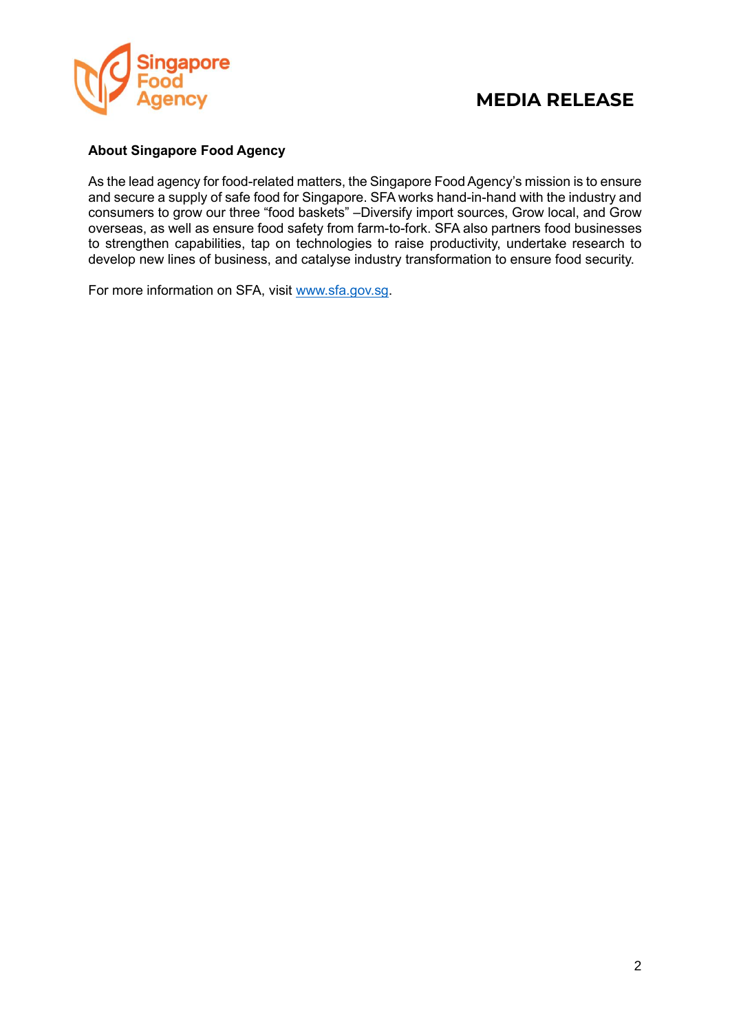**About Singapore Food Agency**

As the lead agency for food-related matters, the Singapore Food Agency's mission is to ensure and secure a supply of safe food for Singapore. SFA works hand-in-hand with the industry and consumers to grow our three "food baskets" –Diversify import sources, Grow local, and Grow overseas, as well as ensure food safety from farm-to-fork. SFA also partners food businesses to strengthen capabilities, tap on technologies to raise productivity, undertake research to develop new lines of business, and catalyse industry transformation to ensure food security.

For more information on SFA, visit [www.sfa.gov.sg](http://www.sfa.gov.sg).